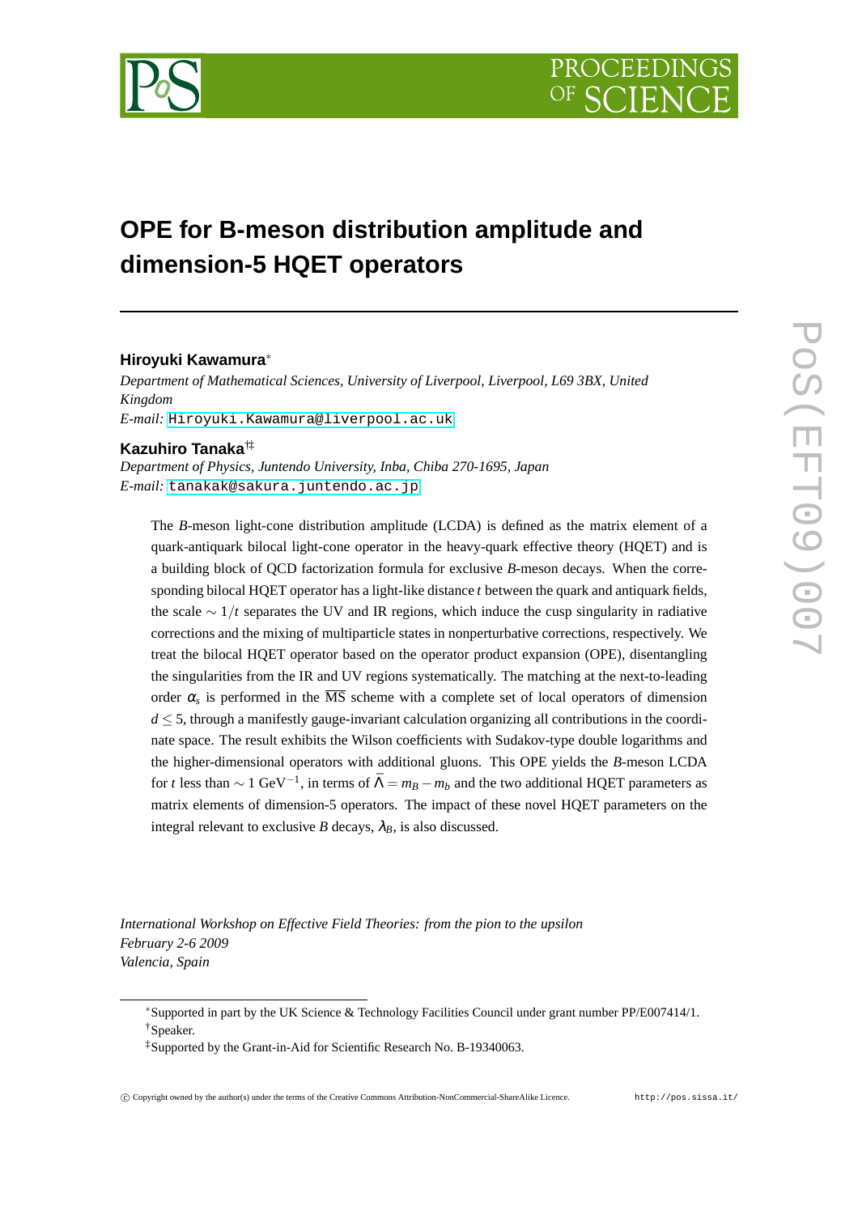# OPE for B-meson distribution amplitude and dimension-5 HQET operators

**Hiroyuki Kawamura**[*]

*Department of Mathematical Sciences, University of Liverpool, Liverpool, L69 3BX, United Kingdom*

*E-mail:* Hiroyuki.Kawamura@liverpool.ac.uk

**Kazuhiro Tanaka**[†‡]

*Department of Physics, Juntendo University, Inba, Chiba 270-1695, Japan*

*E-mail:* tanakak@sakura.juntendo.ac.jp

The *B*-meson light-cone distribution amplitude (LCDA) is defined as the matrix element of a quark-antiquark bilocal light-cone operator in the heavy-quark effective theory (HQET) and is a building block of QCD factorization formula for exclusive *B*-meson decays. When the corresponding bilocal HQET operator has a light-like distance $t$ between the quark and antiquark fields, the scale $\sim 1/t$ separates the UV and IR regions, which induce the cusp singularity in radiative corrections and the mixing of multiparticle states in nonperturbative corrections, respectively. We treat the bilocal HQET operator based on the operator product expansion (OPE), disentangling the singularities from the IR and UV regions systematically. The matching at the next-to-leading order $\alpha_s$ is performed in the $\overline{\text{MS}}$ scheme with a complete set of local operators of dimension $d \leq 5$, through a manifestly gauge-invariant calculation organizing all contributions in the coordinate space. The result exhibits the Wilson coefficients with Sudakov-type double logarithms and the higher-dimensional operators with additional gluons. This OPE yields the *B*-meson LCDA for $t$ less than $\sim 1$ GeV$^{-1}$, in terms of $\bar{\Lambda} = m_B - m_b$ and the two additional HQET parameters as matrix elements of dimension-5 operators. The impact of these novel HQET parameters on the integral relevant to exclusive $B$ decays, $\lambda_B$, is also discussed.

*International Workshop on Effective Field Theories: from the pion to the upsilon*
*February 2-6 2009*
*Valencia, Spain*

---

[*] Supported in part by the UK Science & Technology Facilities Council under grant number PP/E007414/1.

[†] Speaker.

[‡] Supported by the Grant-in-Aid for Scientific Research No. B-19340063.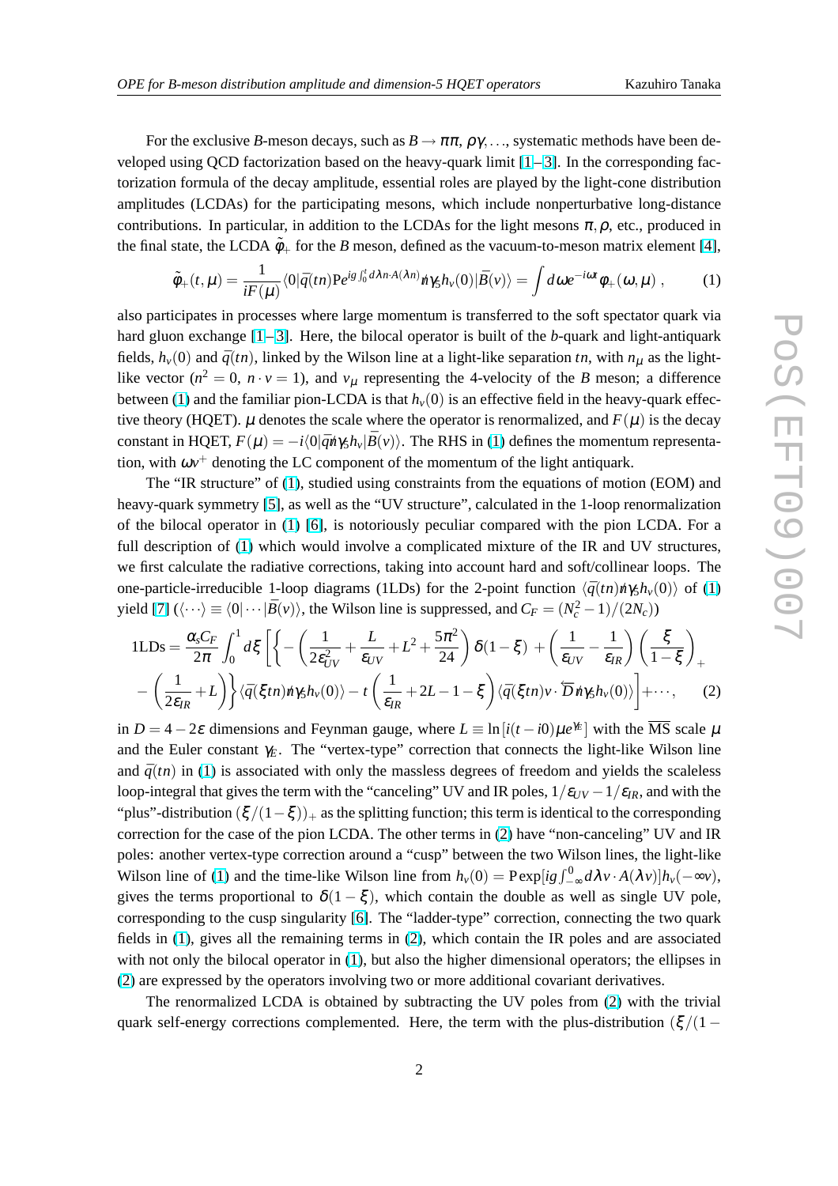For the exclusive $B$-meson decays, such as $B \to \pi\pi, \rho\gamma, \ldots$, systematic methods have been developed using QCD factorization based on the heavy-quark limit [1–3]. In the corresponding factorization formula of the decay amplitude, essential roles are played by the light-cone distribution amplitudes (LCDAs) for the participating mesons, which include nonperturbative long-distance contributions. In particular, in addition to the LCDAs for the light mesons $\pi, \rho$, etc., produced in the final state, the LCDA $\tilde{\phi}_+$ for the $B$ meson, defined as the vacuum-to-meson matrix element [4],

$$\tilde{\phi}_+(t,\mu) = \frac{1}{iF(\mu)} \langle 0|\bar{q}(tn) \mathrm{P} e^{ig\int_0^t d\lambda n\cdot A(\lambda n)} \not{n}\gamma_5 h_v(0)|\bar{B}(v)\rangle = \int d\omega e^{-i\omega t} \phi_+(\omega,\mu) \;, \tag{1}$$

also participates in processes where large momentum is transferred to the soft spectator quark via hard gluon exchange [1–3]. Here, the bilocal operator is built of the $b$-quark and light-antiquark fields, $h_v(0)$ and $\bar{q}(tn)$, linked by the Wilson line at a light-like separation $tn$, with $n_\mu$ as the light-like vector ($n^2 = 0$, $n \cdot v = 1$), and $v_\mu$ representing the 4-velocity of the $B$ meson; a difference between (1) and the familiar pion-LCDA is that $h_v(0)$ is an effective field in the heavy-quark effective theory (HQET). $\mu$ denotes the scale where the operator is renormalized, and $F(\mu)$ is the decay constant in HQET, $F(\mu) = -i\langle 0|\bar{q}\not{n}\gamma_5 h_v|\bar{B}(v)\rangle$. The RHS in (1) defines the momentum representation, with $\omega v^+$ denoting the LC component of the momentum of the light antiquark.

The "IR structure" of (1), studied using constraints from the equations of motion (EOM) and heavy-quark symmetry [5], as well as the "UV structure", calculated in the 1-loop renormalization of the bilocal operator in (1) [6], is notoriously peculiar compared with the pion LCDA. For a full description of (1) which would involve a complicated mixture of the IR and UV structures, we first calculate the radiative corrections, taking into account hard and soft/collinear loops. The one-particle-irreducible 1-loop diagrams (1LDs) for the 2-point function $\langle \bar{q}(tn)\not{n}\gamma_5 h_v(0)\rangle$ of (1) yield [7] ($\langle \cdots \rangle \equiv \langle 0|\cdots|\bar{B}(v)\rangle$, the Wilson line is suppressed, and $C_F = (N_c^2-1)/(2N_c)$)

$$\begin{aligned}
\text{1LDs} = \frac{\alpha_s C_F}{2\pi}\int_0^1 d\xi \Bigg[ \Bigg\{ &-\left(\frac{1}{2\varepsilon_{UV}^2} + \frac{L}{\varepsilon_{UV}} + L^2 + \frac{5\pi^2}{24}\right)\delta(1-\xi) + \left(\frac{1}{\varepsilon_{UV}} - \frac{1}{\varepsilon_{IR}}\right)\left(\frac{\xi}{1-\xi}\right)_+ \\
&- \left(\frac{1}{2\varepsilon_{IR}} + L\right)\Bigg\} \langle \bar{q}(\xi tn)\not{n}\gamma_5 h_v(0)\rangle - t\left(\frac{1}{\varepsilon_{IR}} + 2L - 1 - \xi\right)\langle \bar{q}(\xi tn) v\cdot \overleftarrow{D}\not{n}\gamma_5 h_v(0)\rangle \Bigg] + \cdots, 
\end{aligned} \tag{2}$$

in $D = 4 - 2\varepsilon$ dimensions and Feynman gauge, where $L \equiv \ln[i(t-i0)\mu e^{\gamma_E}]$ with the $\overline{\text{MS}}$ scale $\mu$ and the Euler constant $\gamma_E$. The "vertex-type" correction that connects the light-like Wilson line and $\bar{q}(tn)$ in (1) is associated with only the massless degrees of freedom and yields the scaleless loop-integral that gives the term with the "canceling" UV and IR poles, $1/\varepsilon_{UV} - 1/\varepsilon_{IR}$, and with the "plus"-distribution $(\xi/(1-\xi))_+$ as the splitting function; this term is identical to the corresponding correction for the case of the pion LCDA. The other terms in (2) have "non-canceling" UV and IR poles: another vertex-type correction around a "cusp" between the two Wilson lines, the light-like Wilson line of (1) and the time-like Wilson line from $h_v(0) = \mathrm{P}\exp[ig\int_{-\infty}^0 d\lambda v\cdot A(\lambda v)]h_v(-\infty v)$, gives the terms proportional to $\delta(1-\xi)$, which contain the double as well as single UV pole, corresponding to the cusp singularity [6]. The "ladder-type" correction, connecting the two quark fields in (1), gives all the remaining terms in (2), which contain the IR poles and are associated with not only the bilocal operator in (1), but also the higher dimensional operators; the ellipses in (2) are expressed by the operators involving two or more additional covariant derivatives.

The renormalized LCDA is obtained by subtracting the UV poles from (2) with the trivial quark self-energy corrections complemented. Here, the term with the plus-distribution $(\xi/(1-$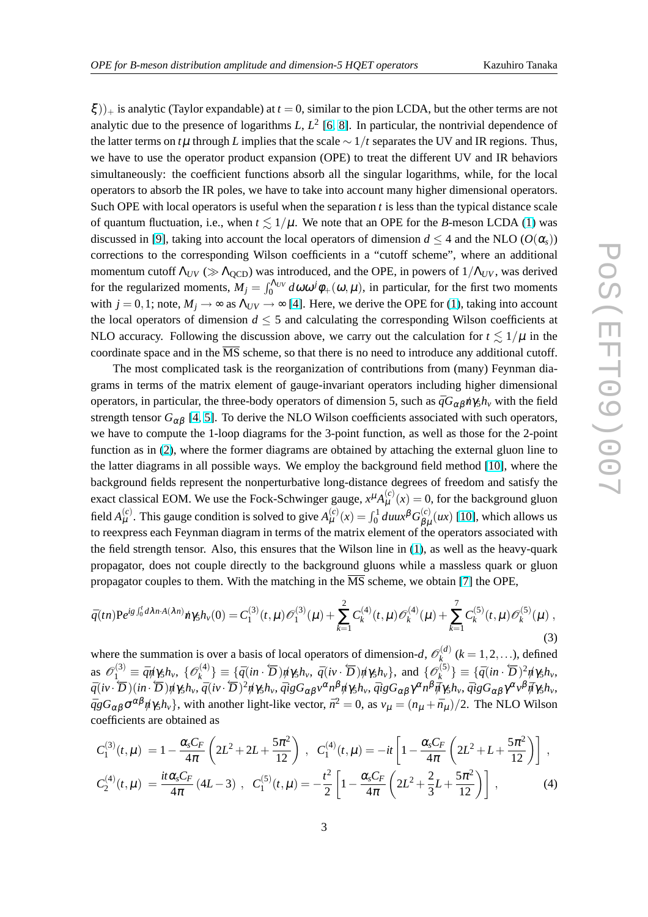$\xi))_+$ is analytic (Taylor expandable) at $t = 0$, similar to the pion LCDA, but the other terms are not analytic due to the presence of logarithms $L$, $L^2$ [6, 8]. In particular, the nontrivial dependence of the latter terms on $t\mu$ through $L$ implies that the scale $\sim 1/t$ separates the UV and IR regions. Thus, we have to use the operator product expansion (OPE) to treat the different UV and IR behaviors simultaneously: the coefficient functions absorb all the singular logarithms, while, for the local operators to absorb the IR poles, we have to take into account many higher dimensional operators. Such OPE with local operators is useful when the separation $t$ is less than the typical distance scale of quantum fluctuation, i.e., when $t \lesssim 1/\mu$. We note that an OPE for the $B$-meson LCDA (1) was discussed in [9], taking into account the local operators of dimension $d \le 4$ and the NLO ($O(\alpha_s)$) corrections to the corresponding Wilson coefficients in a "cutoff scheme", where an additional momentum cutoff $\Lambda_{UV}$ ($\gg \Lambda_{\rm QCD}$) was introduced, and the OPE, in powers of $1/\Lambda_{UV}$, was derived for the regularized moments, $M_j = \int_0^{\Lambda_{UV}} d\omega \omega^j \phi_+(\omega,\mu)$, in particular, for the first two moments with $j = 0, 1$; note, $M_j \to \infty$ as $\Lambda_{UV} \to \infty$ [4]. Here, we derive the OPE for (1), taking into account the local operators of dimension $d \le 5$ and calculating the corresponding Wilson coefficients at NLO accuracy. Following the discussion above, we carry out the calculation for $t \lesssim 1/\mu$ in the coordinate space and in the $\overline{\rm MS}$ scheme, so that there is no need to introduce any additional cutoff.

The most complicated task is the reorganization of contributions from (many) Feynman diagrams in terms of the matrix element of gauge-invariant operators including higher dimensional operators, in particular, the three-body operators of dimension 5, such as $\bar{q}G_{\alpha\beta}\not{n}\gamma_5 h_v$ with the field strength tensor $G_{\alpha\beta}$ [4, 5]. To derive the NLO Wilson coefficients associated with such operators, we have to compute the 1-loop diagrams for the 3-point function, as well as those for the 2-point function as in (2), where the former diagrams are obtained by attaching the external gluon line to the latter diagrams in all possible ways. We employ the background field method [10], where the background fields represent the nonperturbative long-distance degrees of freedom and satisfy the exact classical EOM. We use the Fock-Schwinger gauge, $x^\mu A_\mu^{(c)}(x) = 0$, for the background gluon field $A_\mu^{(c)}$. This gauge condition is solved to give $A_\mu^{(c)}(x) = \int_0^1 du u x^\beta G_{\beta\mu}^{(c)}(ux)$ [10], which allows us to reexpress each Feynman diagram in terms of the matrix element of the operators associated with the field strength tensor. Also, this ensures that the Wilson line in (1), as well as the heavy-quark propagator, does not couple directly to the background gluons while a massless quark or gluon propagator couples to them. With the matching in the $\overline{\rm MS}$ scheme, we obtain [7] the OPE,

$$
\bar{q}(tn){\rm P}e^{ig\int_0^t d\lambda n\cdot A(\lambda n)}\not{n}\gamma_5 h_v(0) = C_1^{(3)}(t,\mu)\mathscr{O}_1^{(3)}(\mu) + \sum_{k=1}^{2} C_k^{(4)}(t,\mu)\mathscr{O}_k^{(4)}(\mu) + \sum_{k=1}^{7} C_k^{(5)}(t,\mu)\mathscr{O}_k^{(5)}(\mu)\,, \tag{3}
$$

where the summation is over a basis of local operators of dimension-$d$, $\mathscr{O}_k^{(d)}$ ($k = 1, 2, \ldots$), defined as $\mathscr{O}_1^{(3)} \equiv \bar{q}\not{n}\gamma_5 h_v$, $\{\mathscr{O}_k^{(4)}\} \equiv \{\bar{q}(in\cdot\overleftarrow{D})\not{n}\gamma_5 h_v,\ \bar{q}(iv\cdot\overleftarrow{D})\not{n}\gamma_5 h_v\}$, and $\{\mathscr{O}_k^{(5)}\} \equiv \{\bar{q}(in\cdot\overleftarrow{D})^2\not{n}\gamma_5 h_v$, $\bar{q}(iv\cdot\overleftarrow{D})(in\cdot\overleftarrow{D})\not{n}\gamma_5 h_v$, $\bar{q}(iv\cdot\overleftarrow{D})^2\not{n}\gamma_5 h_v$, $\bar{q}igG_{\alpha\beta}v^\alpha n^\beta\not{n}\gamma_5 h_v$, $\bar{q}igG_{\alpha\beta}\gamma^\alpha n^\beta\not{\bar{n}}\gamma_5 h_v$, $\bar{q}igG_{\alpha\beta}\gamma^\alpha v^\beta\not{\bar{n}}\gamma_5 h_v$, $\bar{q}gG_{\alpha\beta}\sigma^{\alpha\beta}\not{n}\gamma_5 h_v\}$, with another light-like vector, $\bar{n}^2 = 0$, as $v_\mu = (n_\mu + \bar{n}_\mu)/2$. The NLO Wilson coefficients are obtained as

$$
\begin{aligned}
C_1^{(3)}(t,\mu) &= 1 - \frac{\alpha_s C_F}{4\pi}\left(2L^2 + 2L + \frac{5\pi^2}{12}\right)\,, \quad C_1^{(4)}(t,\mu) = -it\left[1 - \frac{\alpha_s C_F}{4\pi}\left(2L^2 + L + \frac{5\pi^2}{12}\right)\right]\,, \\
C_2^{(4)}(t,\mu) &= \frac{it\alpha_s C_F}{4\pi}(4L - 3)\,, \quad C_1^{(5)}(t,\mu) = -\frac{t^2}{2}\left[1 - \frac{\alpha_s C_F}{4\pi}\left(2L^2 + \frac{2}{3}L + \frac{5\pi^2}{12}\right)\right]\,,
\end{aligned} \tag{4}
$$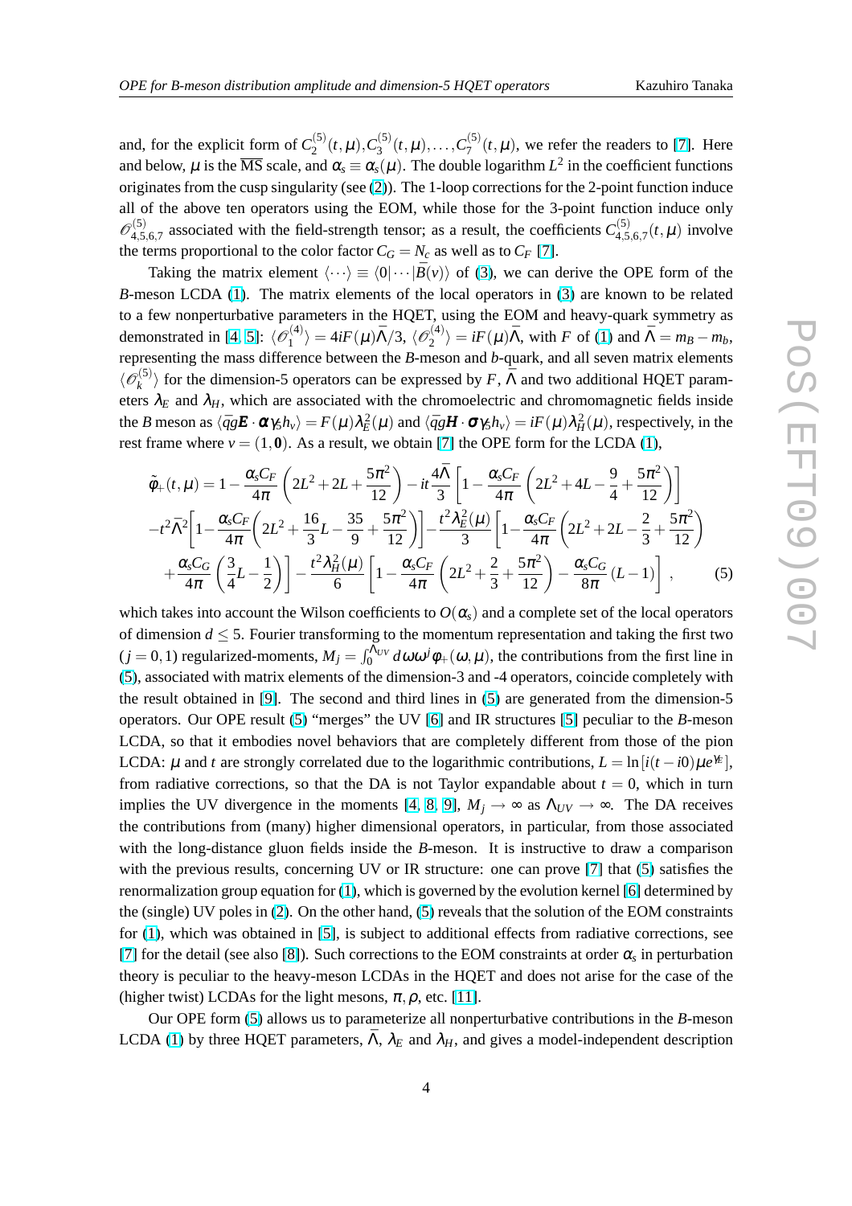and, for the explicit form of $C_2^{(5)}(t,\mu), C_3^{(5)}(t,\mu), \ldots, C_7^{(5)}(t,\mu)$, we refer the readers to [7]. Here and below, $\mu$ is the $\overline{\rm MS}$ scale, and $\alpha_s \equiv \alpha_s(\mu)$. The double logarithm $L^2$ in the coefficient functions originates from the cusp singularity (see (2)). The 1-loop corrections for the 2-point function induce all of the above ten operators using the EOM, while those for the 3-point function induce only $\mathscr{O}_{4,5,6,7}^{(5)}$ associated with the field-strength tensor; as a result, the coefficients $C_{4,5,6,7}^{(5)}(t,\mu)$ involve the terms proportional to the color factor $C_G = N_c$ as well as to $C_F$ [7].

Taking the matrix element $\langle \cdots \rangle \equiv \langle 0|\cdots|\bar{B}(v)\rangle$ of (3), we can derive the OPE form of the $B$-meson LCDA (1). The matrix elements of the local operators in (3) are known to be related to a few nonperturbative parameters in the HQET, using the EOM and heavy-quark symmetry as demonstrated in [4, 5]: $\langle \mathscr{O}_1^{(4)} \rangle = 4iF(\mu)\bar{\Lambda}/3$, $\langle \mathscr{O}_2^{(4)} \rangle = iF(\mu)\bar{\Lambda}$, with $F$ of (1) and $\bar{\Lambda} = m_B - m_b$, representing the mass difference between the $B$-meson and $b$-quark, and all seven matrix elements $\langle \mathscr{O}_k^{(5)} \rangle$ for the dimension-5 operators can be expressed by $F$, $\bar{\Lambda}$ and two additional HQET parameters $\lambda_E$ and $\lambda_H$, which are associated with the chromoelectric and chromomagnetic fields inside the $B$ meson as $\langle \bar{q}g\boldsymbol{E}\cdot\boldsymbol{\alpha}\gamma_5 h_v\rangle = F(\mu)\lambda_E^2(\mu)$ and $\langle \bar{q}g\boldsymbol{H}\cdot\boldsymbol{\sigma}\gamma_5 h_v\rangle = iF(\mu)\lambda_H^2(\mu)$, respectively, in the rest frame where $v = (1,\boldsymbol{0})$. As a result, we obtain [7] the OPE form for the LCDA (1),

$$
\begin{aligned}
\tilde{\varphi}_+(t,\mu) = {} & 1 - \frac{\alpha_s C_F}{4\pi}\left(2L^2 + 2L + \frac{5\pi^2}{12}\right) - it\frac{4\bar{\Lambda}}{3}\left[1 - \frac{\alpha_s C_F}{4\pi}\left(2L^2 + 4L - \frac{9}{4} + \frac{5\pi^2}{12}\right)\right] \\
& - t^2\bar{\Lambda}^2\left[1 - \frac{\alpha_s C_F}{4\pi}\left(2L^2 + \frac{16}{3}L - \frac{35}{9} + \frac{5\pi^2}{12}\right)\right] - \frac{t^2\lambda_E^2(\mu)}{3}\left[1 - \frac{\alpha_s C_F}{4\pi}\left(2L^2 + 2L - \frac{2}{3} + \frac{5\pi^2}{12}\right)\right. \\
& \left. + \frac{\alpha_s C_G}{4\pi}\left(\frac{3}{4}L - \frac{1}{2}\right)\right] - \frac{t^2\lambda_H^2(\mu)}{6}\left[1 - \frac{\alpha_s C_F}{4\pi}\left(2L^2 + \frac{2}{3} + \frac{5\pi^2}{12}\right) - \frac{\alpha_s C_G}{8\pi}(L-1)\right], \qquad (5)
\end{aligned}
$$

which takes into account the Wilson coefficients to $O(\alpha_s)$ and a complete set of the local operators of dimension $d \le 5$. Fourier transforming to the momentum representation and taking the first two ($j = 0, 1$) regularized-moments, $M_j = \int_0^{\Lambda_{UV}} d\omega\,\omega^j \varphi_+(\omega,\mu)$, the contributions from the first line in (5), associated with matrix elements of the dimension-3 and -4 operators, coincide completely with the result obtained in [9]. The second and third lines in (5) are generated from the dimension-5 operators. Our OPE result (5) "merges" the UV [6] and IR structures [5] peculiar to the $B$-meson LCDA, so that it embodies novel behaviors that are completely different from those of the pion LCDA: $\mu$ and $t$ are strongly correlated due to the logarithmic contributions, $L = \ln[i(t - i0)\mu e^{\gamma_E}]$, from radiative corrections, so that the DA is not Taylor expandable about $t = 0$, which in turn implies the UV divergence in the moments [4, 8, 9], $M_j \to \infty$ as $\Lambda_{UV} \to \infty$. The DA receives the contributions from (many) higher dimensional operators, in particular, from those associated with the long-distance gluon fields inside the $B$-meson. It is instructive to draw a comparison with the previous results, concerning UV or IR structure: one can prove [7] that (5) satisfies the renormalization group equation for (1), which is governed by the evolution kernel [6] determined by the (single) UV poles in (2). On the other hand, (5) reveals that the solution of the EOM constraints for (1), which was obtained in [5], is subject to additional effects from radiative corrections, see [7] for the detail (see also [8]). Such corrections to the EOM constraints at order $\alpha_s$ in perturbation theory is peculiar to the heavy-meson LCDAs in the HQET and does not arise for the case of the (higher twist) LCDAs for the light mesons, $\pi, \rho$, etc. [11].

Our OPE form (5) allows us to parameterize all nonperturbative contributions in the $B$-meson LCDA (1) by three HQET parameters, $\bar{\Lambda}$, $\lambda_E$ and $\lambda_H$, and gives a model-independent description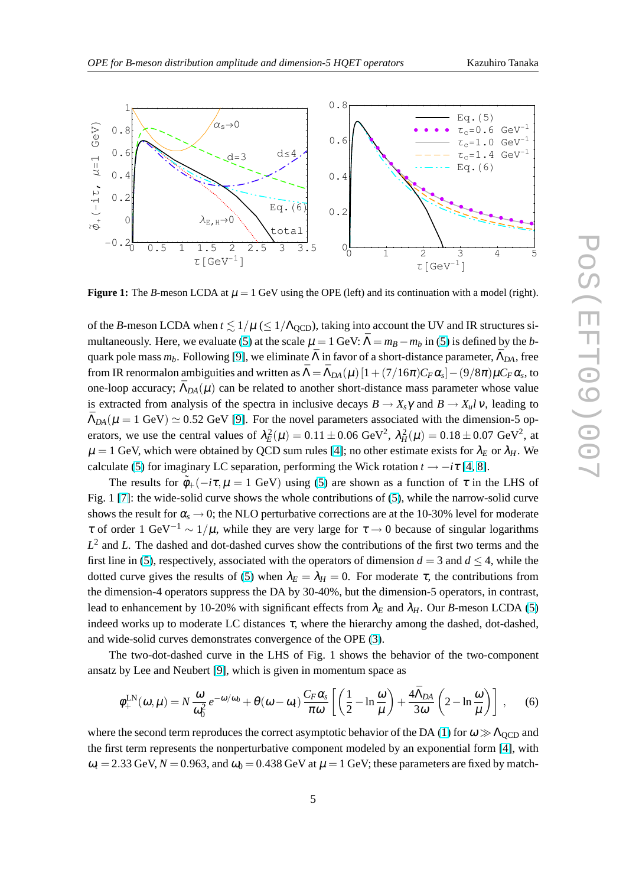**Figure 1:** The $B$-meson LCDA at $\mu = 1$ GeV using the OPE (left) and its continuation with a model (right).

of the $B$-meson LCDA when $t \lesssim 1/\mu\ (\leq 1/\Lambda_{\rm QCD})$, taking into account the UV and IR structures simultaneously. Here, we evaluate (5) at the scale $\mu = 1$ GeV: $\bar{\Lambda} = m_B - m_b$ in (5) is defined by the $b$-quark pole mass $m_b$. Following [9], we eliminate $\bar{\Lambda}$ in favor of a short-distance parameter, $\bar{\Lambda}_{DA}$, free from IR renormalon ambiguities and written as $\bar{\Lambda} = \bar{\Lambda}_{DA}(\mu)\,[1+(7/16\pi)C_F\alpha_s] - (9/8\pi)\mu C_F \alpha_s$, to one-loop accuracy; $\bar{\Lambda}_{DA}(\mu)$ can be related to another short-distance mass parameter whose value is extracted from analysis of the spectra in inclusive decays $B \to X_s \gamma$ and $B \to X_u l \nu$, leading to $\bar{\Lambda}_{DA}(\mu = 1\ {\rm GeV}) \simeq 0.52$ GeV [9]. For the novel parameters associated with the dimension-5 operators, we use the central values of $\lambda_E^2(\mu) = 0.11 \pm 0.06$ GeV$^2$, $\lambda_H^2(\mu) = 0.18 \pm 0.07$ GeV$^2$, at $\mu = 1$ GeV, which were obtained by QCD sum rules [4]; no other estimate exists for $\lambda_E$ or $\lambda_H$. We calculate (5) for imaginary LC separation, performing the Wick rotation $t \to -i\tau$ [4, 8].

The results for $\tilde{\phi}_+(-i\tau, \mu = 1\ {\rm GeV})$ using (5) are shown as a function of $\tau$ in the LHS of Fig. 1 [7]: the wide-solid curve shows the whole contributions of (5), while the narrow-solid curve shows the result for $\alpha_s \to 0$; the NLO perturbative corrections are at the 10-30% level for moderate $\tau$ of order 1 GeV$^{-1} \sim 1/\mu$, while they are very large for $\tau \to 0$ because of singular logarithms $L^2$ and $L$. The dashed and dot-dashed curves show the contributions of the first two terms and the first line in (5), respectively, associated with the operators of dimension $d = 3$ and $d \leq 4$, while the dotted curve gives the results of (5) when $\lambda_E = \lambda_H = 0$. For moderate $\tau$, the contributions from the dimension-4 operators suppress the DA by 30-40%, but the dimension-5 operators, in contrast, lead to enhancement by 10-20% with significant effects from $\lambda_E$ and $\lambda_H$. Our $B$-meson LCDA (5) indeed works up to moderate LC distances $\tau$, where the hierarchy among the dashed, dot-dashed, and wide-solid curves demonstrates convergence of the OPE (3).

The two-dot-dashed curve in the LHS of Fig. 1 shows the behavior of the two-component ansatz by Lee and Neubert [9], which is given in momentum space as

$$\phi_+^{\rm LN}(\omega,\mu) = N\,\frac{\omega}{\omega_0^2}\,e^{-\omega/\omega_0} + \theta(\omega-\omega_t)\,\frac{C_F\alpha_s}{\pi\omega}\left[\left(\frac{1}{2} - \ln\frac{\omega}{\mu}\right) + \frac{4\bar{\Lambda}_{DA}}{3\omega}\left(2 - \ln\frac{\omega}{\mu}\right)\right], \qquad (6)$$

where the second term reproduces the correct asymptotic behavior of the DA (1) for $\omega \gg \Lambda_{\rm QCD}$ and the first term represents the nonperturbative component modeled by an exponential form [4], with $\omega_t = 2.33$ GeV, $N = 0.963$, and $\omega_0 = 0.438$ GeV at $\mu = 1$ GeV; these parameters are fixed by match-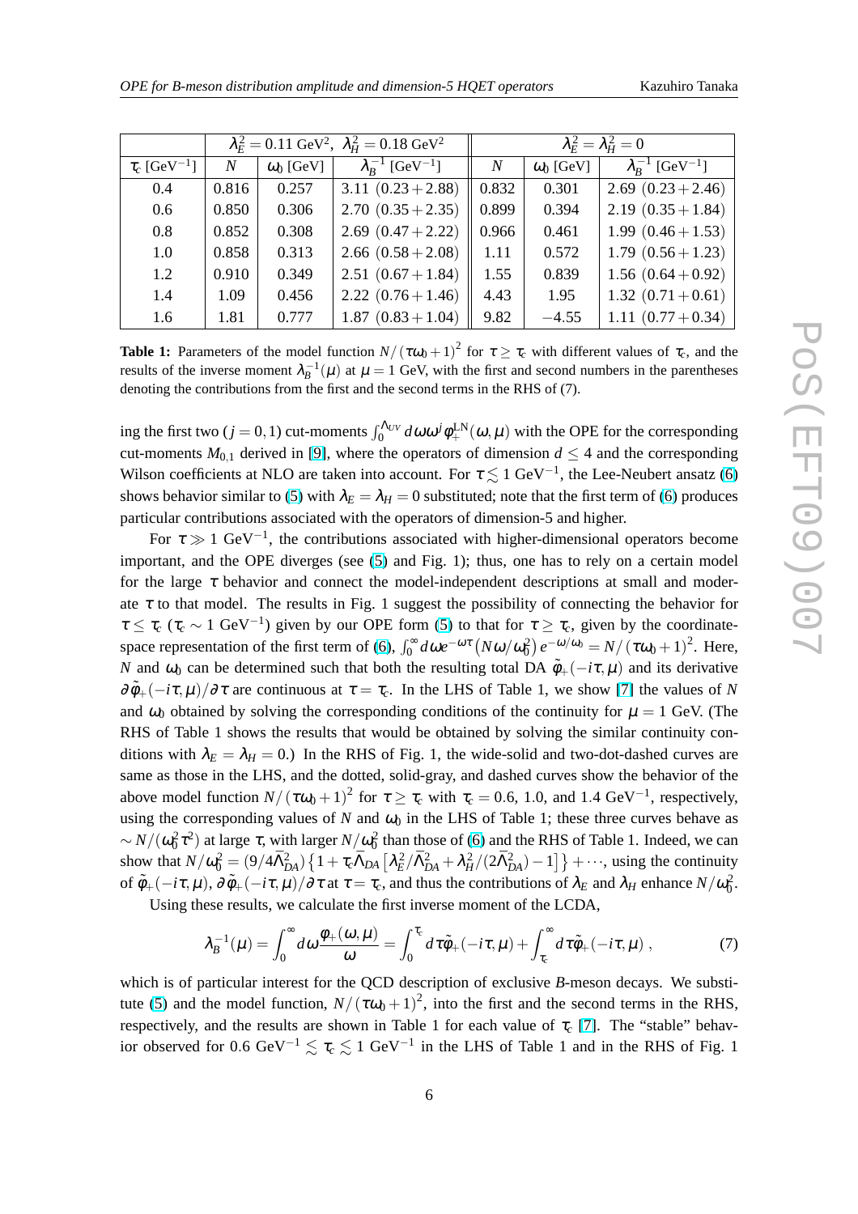| | $\lambda_E^2 = 0.11$ GeV$^2$, $\lambda_H^2 = 0.18$ GeV$^2$ | | | $\lambda_E^2 = \lambda_H^2 = 0$ | | |
|---|---|---|---|---|---|---|
| $\tau_c$ [GeV$^{-1}$] | $N$ | $\omega_0$ [GeV] | $\lambda_B^{-1}$ [GeV$^{-1}$] | $N$ | $\omega_0$ [GeV] | $\lambda_B^{-1}$ [GeV$^{-1}$] |
| 0.4 | 0.816 | 0.257 | 3.11 $(0.23+2.88)$ | 0.832 | 0.301 | 2.69 $(0.23+2.46)$ |
| 0.6 | 0.850 | 0.306 | 2.70 $(0.35+2.35)$ | 0.899 | 0.394 | 2.19 $(0.35+1.84)$ |
| 0.8 | 0.852 | 0.308 | 2.69 $(0.47+2.22)$ | 0.966 | 0.461 | 1.99 $(0.46+1.53)$ |
| 1.0 | 0.858 | 0.313 | 2.66 $(0.58+2.08)$ | 1.11 | 0.572 | 1.79 $(0.56+1.23)$ |
| 1.2 | 0.910 | 0.349 | 2.51 $(0.67+1.84)$ | 1.55 | 0.839 | 1.56 $(0.64+0.92)$ |
| 1.4 | 1.09 | 0.456 | 2.22 $(0.76+1.46)$ | 4.43 | 1.95 | 1.32 $(0.71+0.61)$ |
| 1.6 | 1.81 | 0.777 | 1.87 $(0.83+1.04)$ | 9.82 | $-4.55$ | 1.11 $(0.77+0.34)$ |

**Table 1:** Parameters of the model function $N/(\tau\omega_0+1)^2$ for $\tau \geq \tau_c$ with different values of $\tau_c$, and the results of the inverse moment $\lambda_B^{-1}(\mu)$ at $\mu = 1$ GeV, with the first and second numbers in the parentheses denoting the contributions from the first and the second terms in the RHS of (7).

ing the first two ($j = 0, 1$) cut-moments $\int_0^{\Lambda_{UV}} d\omega \omega^j \phi_+^{\rm LN}(\omega,\mu)$ with the OPE for the corresponding cut-moments $M_{0,1}$ derived in [9], where the operators of dimension $d \leq 4$ and the corresponding Wilson coefficients at NLO are taken into account. For $\tau \lesssim 1$ GeV$^{-1}$, the Lee-Neubert ansatz (6) shows behavior similar to (5) with $\lambda_E = \lambda_H = 0$ substituted; note that the first term of (6) produces particular contributions associated with the operators of dimension-5 and higher.

For $\tau \gg 1$ GeV$^{-1}$, the contributions associated with higher-dimensional operators become important, and the OPE diverges (see (5) and Fig. 1); thus, one has to rely on a certain model for the large $\tau$ behavior and connect the model-independent descriptions at small and moderate $\tau$ to that model. The results in Fig. 1 suggest the possibility of connecting the behavior for $\tau \leq \tau_c$ ($\tau_c \sim 1$ GeV$^{-1}$) given by our OPE form (5) to that for $\tau \geq \tau_c$, given by the coordinate-space representation of the first term of (6), $\int_0^\infty d\omega e^{-\omega\tau}\left(N\omega/\omega_0^2\right)e^{-\omega/\omega_0} = N/(\tau\omega_0+1)^2$. Here, $N$ and $\omega_0$ can be determined such that both the resulting total DA $\tilde{\phi}_+(-i\tau,\mu)$ and its derivative $\partial\tilde{\phi}_+(-i\tau,\mu)/\partial\tau$ are continuous at $\tau = \tau_c$. In the LHS of Table 1, we show [7] the values of $N$ and $\omega_0$ obtained by solving the corresponding conditions of the continuity for $\mu = 1$ GeV. (The RHS of Table 1 shows the results that would be obtained by solving the similar continuity conditions with $\lambda_E = \lambda_H = 0$.) In the RHS of Fig. 1, the wide-solid and two-dot-dashed curves are same as those in the LHS, and the dotted, solid-gray, and dashed curves show the behavior of the above model function $N/(\tau\omega_0+1)^2$ for $\tau \geq \tau_c$ with $\tau_c = 0.6$, 1.0, and 1.4 GeV$^{-1}$, respectively, using the corresponding values of $N$ and $\omega_0$ in the LHS of Table 1; these three curves behave as $\sim N/(\omega_0^2\tau^2)$ at large $\tau$, with larger $N/\omega_0^2$ than those of (6) and the RHS of Table 1. Indeed, we can show that $N/\omega_0^2 = (9/4\bar{\Lambda}_{DA}^2)\left\{1+\tau_c\bar{\Lambda}_{DA}\left[\lambda_E^2/\bar{\Lambda}_{DA}^2+\lambda_H^2/(2\bar{\Lambda}_{DA}^2)-1\right]\right\}+\cdots$, using the continuity of $\tilde{\phi}_+(-i\tau,\mu)$, $\partial\tilde{\phi}_+(-i\tau,\mu)/\partial\tau$ at $\tau = \tau_c$, and thus the contributions of $\lambda_E$ and $\lambda_H$ enhance $N/\omega_0^2$.

Using these results, we calculate the first inverse moment of the LCDA,

$$\lambda_B^{-1}(\mu) = \int_0^\infty d\omega \frac{\phi_+(\omega,\mu)}{\omega} = \int_0^{\tau_c} d\tau \tilde{\phi}_+(-i\tau,\mu) + \int_{\tau_c}^\infty d\tau \tilde{\phi}_+(-i\tau,\mu)\,, \tag{7}$$

which is of particular interest for the QCD description of exclusive $B$-meson decays. We substitute (5) and the model function, $N/(\tau\omega_0+1)^2$, into the first and the second terms in the RHS, respectively, and the results are shown in Table 1 for each value of $\tau_c$ [7]. The "stable" behavior observed for 0.6 GeV$^{-1} \lesssim \tau_c \lesssim 1$ GeV$^{-1}$ in the LHS of Table 1 and in the RHS of Fig. 1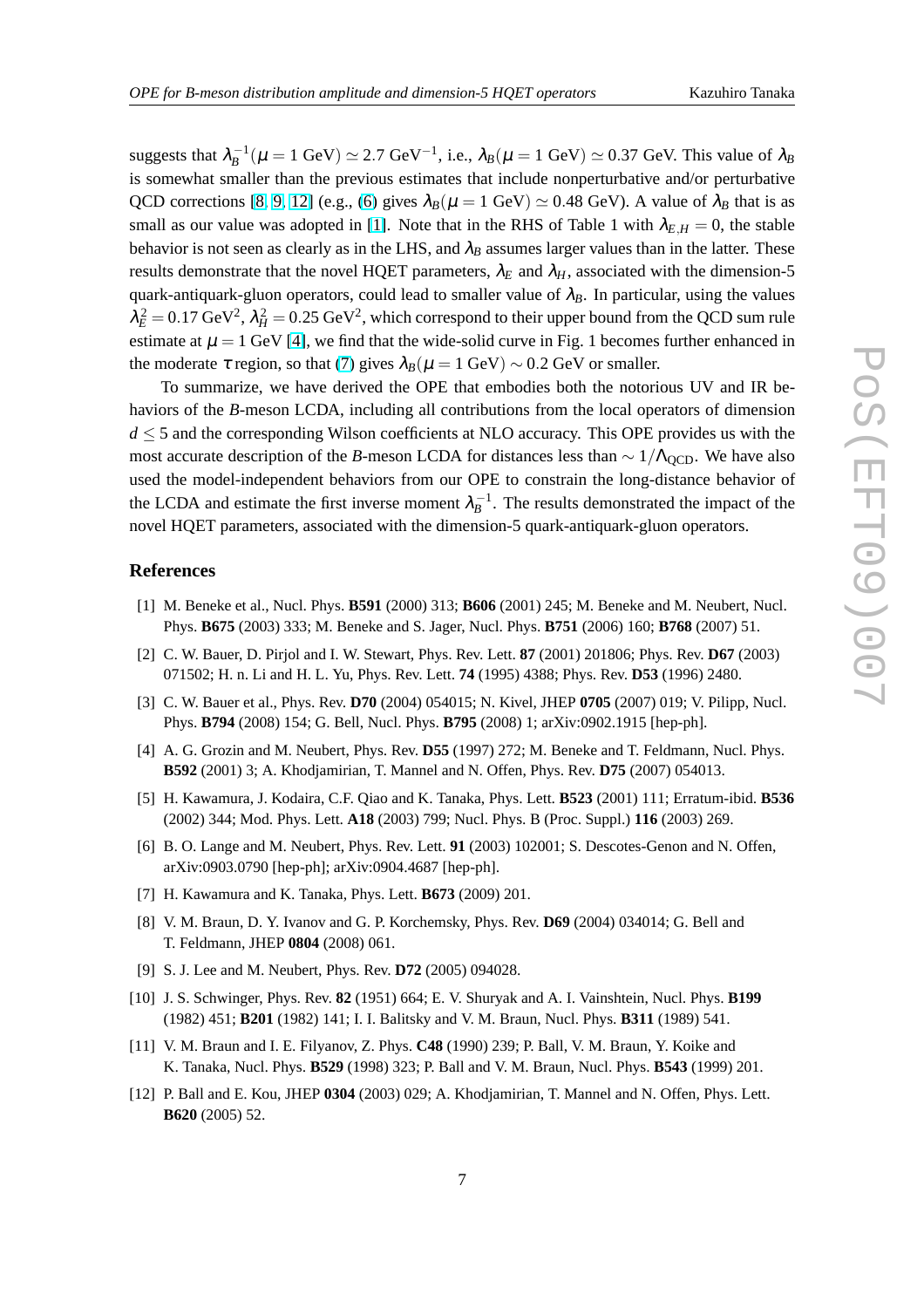suggests that $\lambda_B^{-1}(\mu = 1\text{ GeV}) \simeq 2.7\text{ GeV}^{-1}$, i.e., $\lambda_B(\mu = 1\text{ GeV}) \simeq 0.37$ GeV. This value of $\lambda_B$ is somewhat smaller than the previous estimates that include nonperturbative and/or perturbative QCD corrections [8, 9, 12] (e.g., (6) gives $\lambda_B(\mu = 1\text{ GeV}) \simeq 0.48$ GeV). A value of $\lambda_B$ that is as small as our value was adopted in [1]. Note that in the RHS of Table 1 with $\lambda_{E,H} = 0$, the stable behavior is not seen as clearly as in the LHS, and $\lambda_B$ assumes larger values than in the latter. These results demonstrate that the novel HQET parameters, $\lambda_E$ and $\lambda_H$, associated with the dimension-5 quark-antiquark-gluon operators, could lead to smaller value of $\lambda_B$. In particular, using the values $\lambda_E^2 = 0.17\text{ GeV}^2$, $\lambda_H^2 = 0.25\text{ GeV}^2$, which correspond to their upper bound from the QCD sum rule estimate at $\mu = 1$ GeV [4], we find that the wide-solid curve in Fig. 1 becomes further enhanced in the moderate $\tau$ region, so that (7) gives $\lambda_B(\mu = 1\text{ GeV}) \sim 0.2$ GeV or smaller.

To summarize, we have derived the OPE that embodies both the notorious UV and IR behaviors of the *B*-meson LCDA, including all contributions from the local operators of dimension $d \leq 5$ and the corresponding Wilson coefficients at NLO accuracy. This OPE provides us with the most accurate description of the *B*-meson LCDA for distances less than $\sim 1/\Lambda_{\text{QCD}}$. We have also used the model-independent behaviors from our OPE to constrain the long-distance behavior of the LCDA and estimate the first inverse moment $\lambda_B^{-1}$. The results demonstrated the impact of the novel HQET parameters, associated with the dimension-5 quark-antiquark-gluon operators.

## References

[1] M. Beneke et al., Nucl. Phys. **B591** (2000) 313; **B606** (2001) 245; M. Beneke and M. Neubert, Nucl. Phys. **B675** (2003) 333; M. Beneke and S. Jager, Nucl. Phys. **B751** (2006) 160; **B768** (2007) 51.

[2] C. W. Bauer, D. Pirjol and I. W. Stewart, Phys. Rev. Lett. **87** (2001) 201806; Phys. Rev. **D67** (2003) 071502; H. n. Li and H. L. Yu, Phys. Rev. Lett. **74** (1995) 4388; Phys. Rev. **D53** (1996) 2480.

[3] C. W. Bauer et al., Phys. Rev. **D70** (2004) 054015; N. Kivel, JHEP **0705** (2007) 019; V. Pilipp, Nucl. Phys. **B794** (2008) 154; G. Bell, Nucl. Phys. **B795** (2008) 1; arXiv:0902.1915 [hep-ph].

[4] A. G. Grozin and M. Neubert, Phys. Rev. **D55** (1997) 272; M. Beneke and T. Feldmann, Nucl. Phys. **B592** (2001) 3; A. Khodjamirian, T. Mannel and N. Offen, Phys. Rev. **D75** (2007) 054013.

[5] H. Kawamura, J. Kodaira, C.F. Qiao and K. Tanaka, Phys. Lett. **B523** (2001) 111; Erratum-ibid. **B536** (2002) 344; Mod. Phys. Lett. **A18** (2003) 799; Nucl. Phys. B (Proc. Suppl.) **116** (2003) 269.

[6] B. O. Lange and M. Neubert, Phys. Rev. Lett. **91** (2003) 102001; S. Descotes-Genon and N. Offen, arXiv:0903.0790 [hep-ph]; arXiv:0904.4687 [hep-ph].

[7] H. Kawamura and K. Tanaka, Phys. Lett. **B673** (2009) 201.

[8] V. M. Braun, D. Y. Ivanov and G. P. Korchemsky, Phys. Rev. **D69** (2004) 034014; G. Bell and T. Feldmann, JHEP **0804** (2008) 061.

[9] S. J. Lee and M. Neubert, Phys. Rev. **D72** (2005) 094028.

[10] J. S. Schwinger, Phys. Rev. **82** (1951) 664; E. V. Shuryak and A. I. Vainshtein, Nucl. Phys. **B199** (1982) 451; **B201** (1982) 141; I. I. Balitsky and V. M. Braun, Nucl. Phys. **B311** (1989) 541.

[11] V. M. Braun and I. E. Filyanov, Z. Phys. **C48** (1990) 239; P. Ball, V. M. Braun, Y. Koike and K. Tanaka, Nucl. Phys. **B529** (1998) 323; P. Ball and V. M. Braun, Nucl. Phys. **B543** (1999) 201.

[12] P. Ball and E. Kou, JHEP **0304** (2003) 029; A. Khodjamirian, T. Mannel and N. Offen, Phys. Lett. **B620** (2005) 52.